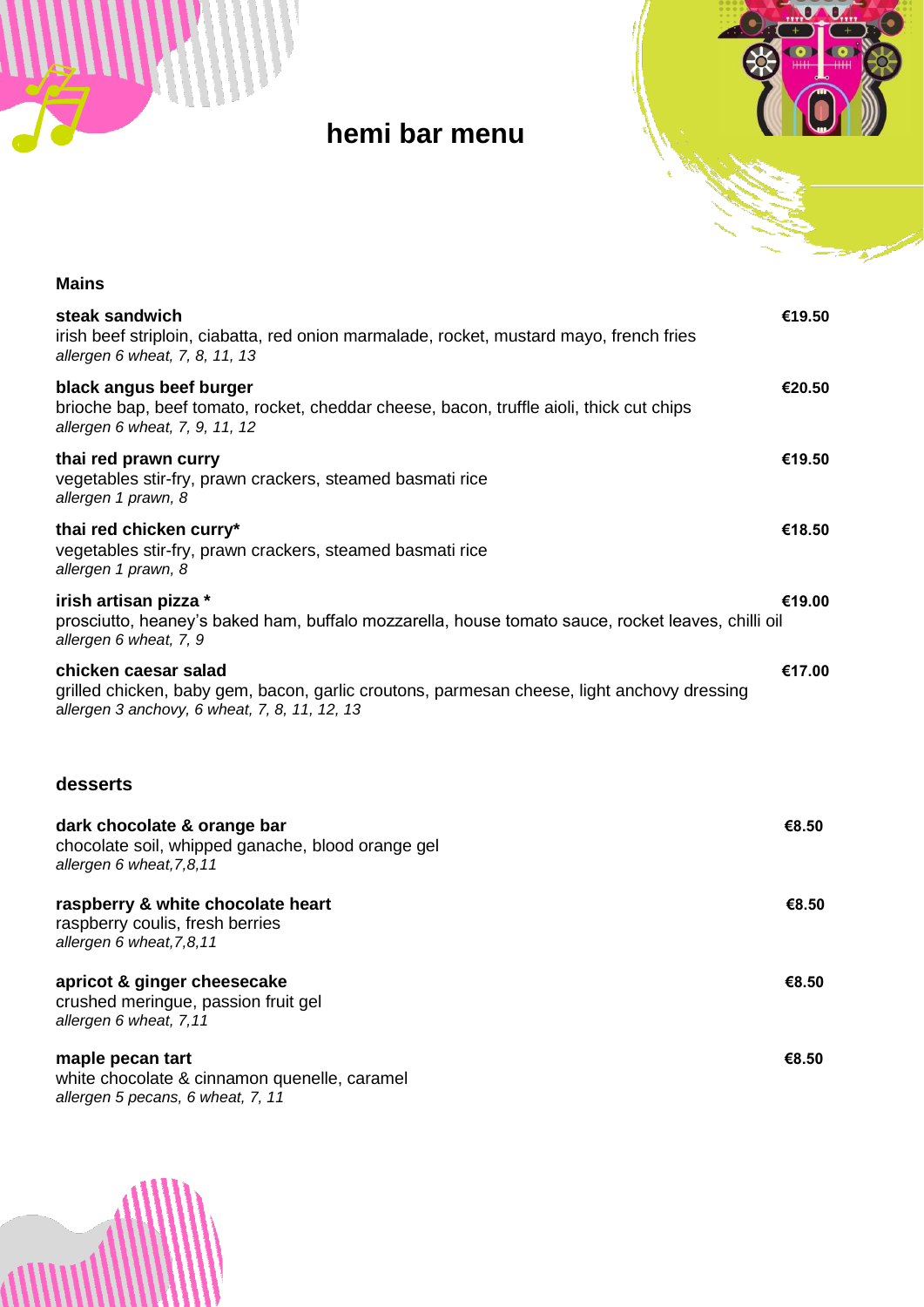# hemi bar menu

## Mains

**steak sandwich** **€19.50**
irish beef striploin, ciabatta, red onion marmalade, rocket, mustard mayo, french fries
*allergen 6 wheat, 7, 8, 11, 13*

**black angus beef burger** **€20.50**
brioche bap, beef tomato, rocket, cheddar cheese, bacon, truffle aioli, thick cut chips
*allergen 6 wheat, 7, 9, 11, 12*

**thai red prawn curry** **€19.50**
vegetables stir-fry, prawn crackers, steamed basmati rice
*allergen 1 prawn, 8*

**thai red chicken curry*** **€18.50**
vegetables stir-fry, prawn crackers, steamed basmati rice
*allergen 1 prawn, 8*

**irish artisan pizza *** **€19.00**
prosciutto, heaney's baked ham, buffalo mozzarella, house tomato sauce, rocket leaves, chilli oil
*allergen 6 wheat, 7, 9*

**chicken caesar salad** **€17.00**
grilled chicken, baby gem, bacon, garlic croutons, parmesan cheese, light anchovy dressing
*allergen 3 anchovy, 6 wheat, 7, 8, 11, 12, 13*

## desserts

**dark chocolate & orange bar** **€8.50**
chocolate soil, whipped ganache, blood orange gel
*allergen 6 wheat,7,8,11*

**raspberry & white chocolate heart** **€8.50**
raspberry coulis, fresh berries
*allergen 6 wheat,7,8,11*

**apricot & ginger cheesecake** **€8.50**
crushed meringue, passion fruit gel
*allergen 6 wheat, 7,11*

**maple pecan tart** **€8.50**
white chocolate & cinnamon quenelle, caramel
*allergen 5 pecans, 6 wheat, 7, 11*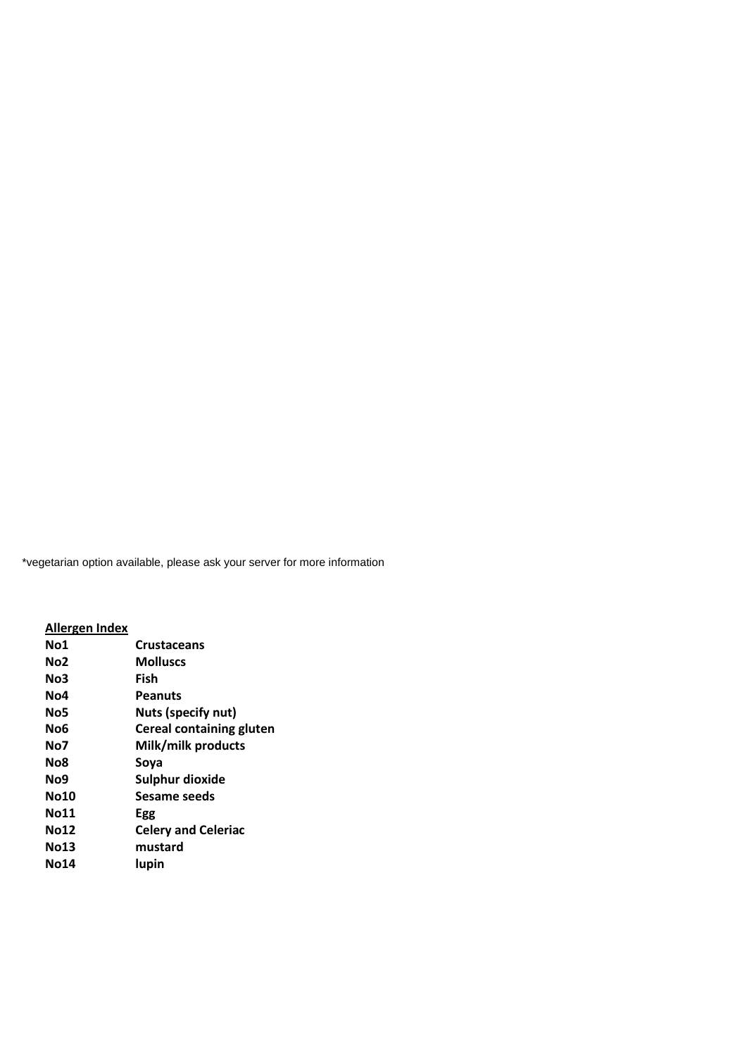*vegetarian option available, please ask your server for more information

**Allergen Index**

| | |
|---|---|
| **No1** | **Crustaceans** |
| **No2** | **Molluscs** |
| **No3** | **Fish** |
| **No4** | **Peanuts** |
| **No5** | **Nuts (specify nut)** |
| **No6** | **Cereal containing gluten** |
| **No7** | **Milk/milk products** |
| **No8** | **Soya** |
| **No9** | **Sulphur dioxide** |
| **No10** | **Sesame seeds** |
| **No11** | **Egg** |
| **No12** | **Celery and Celeriac** |
| **No13** | **mustard** |
| **No14** | **lupin** |